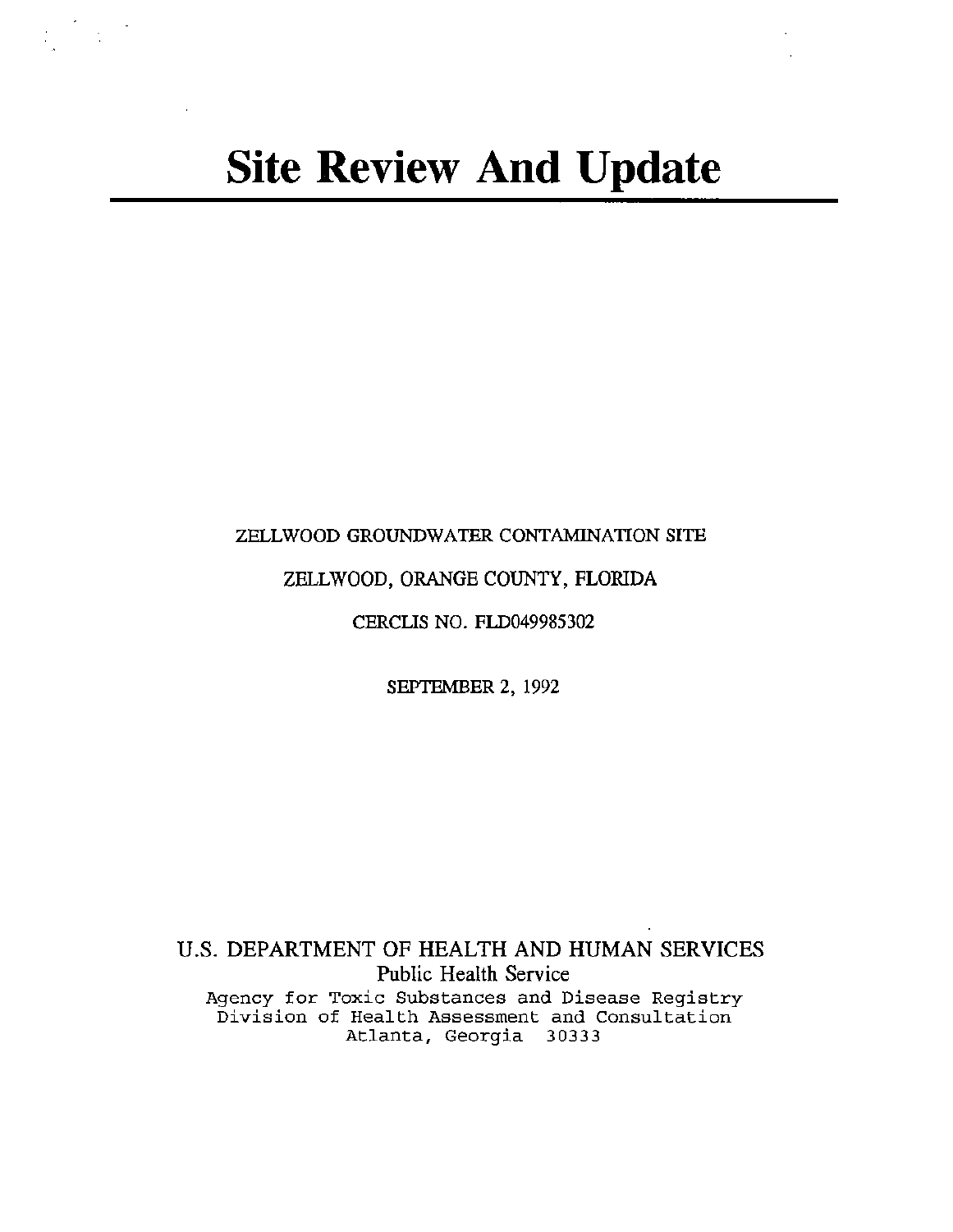# Site Review And Update

ZELLWOOD GROUNDWATER CONTAMINATION SITE

ZELLWOOD, ORANGE COUNTY, FLORIDA

CERCLIS NO. FLD049985302

SEPTEMBER 2, 1992

U.S. DEPARTMENT OF HEALTH AND HUMAN SERVICES

Public Health Service

Agency for Toxic Substances and Disease Registry

Division of Health Assessment and Consultation

Atlanta, Georgia 30333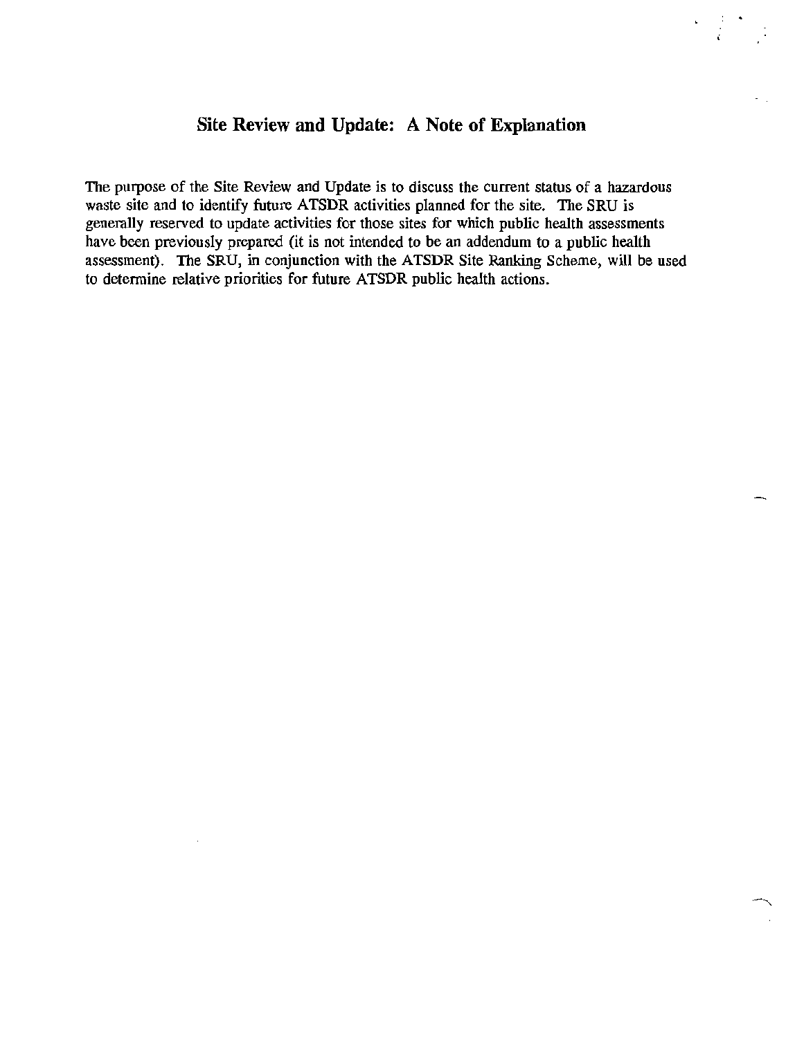## Site Review and Update: A Note of Explanation

The purpose of the Site Review and Update is to discuss the current status of a hazardous waste site and to identify future ATSDR activities planned for the site. The SRU is generally reserved to update activities for those sites for which public health assessments have been previously prepared (it is not intended to be an addendum to a public health assessment). The SRU, in conjunction with the ATSDR Site Ranking Scheme, will be used to determine relative priorities for future ATSDR public health actions.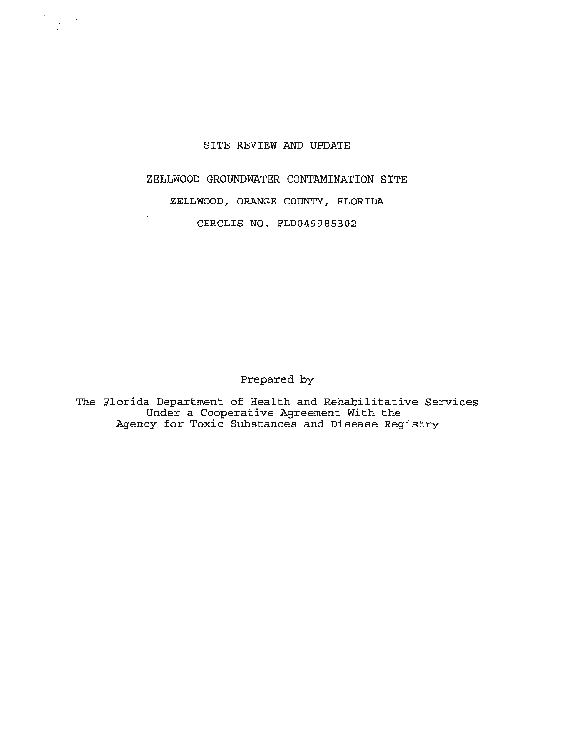# SITE REVIEW AND UPDATE

## ZELLWOOD GROUNDWATER CONTAMINATION SITE

## ZELLWOOD, ORANGE COUNTY, FLORIDA

## CERCLIS NO. FLD049985302

Prepared by

The Florida Department of Health and Rehabilitative Services
Under a Cooperative Agreement With the
Agency for Toxic Substances and Disease Registry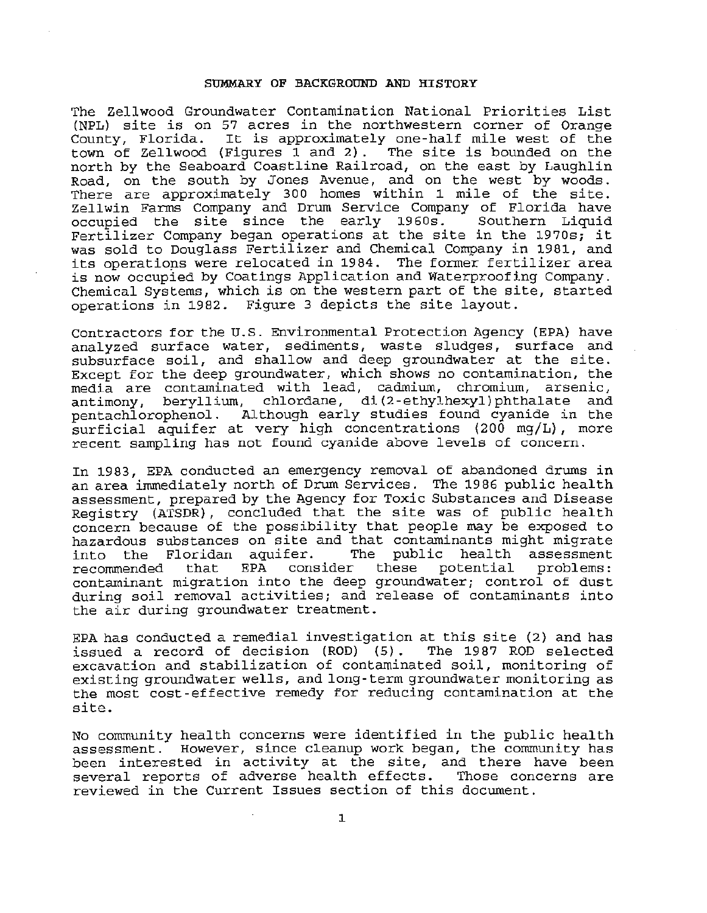## SUMMARY OF BACKGROUND AND HISTORY

The Zellwood Groundwater Contamination National Priorities List (NPL) site is on 57 acres in the northwestern corner of Orange County, Florida. It is approximately one-half mile west of the town of Zellwood (Figures 1 and 2). The site is bounded on the north by the Seaboard Coastline Railroad, on the east by Laughlin Road, on the south by Jones Avenue, and on the west by woods. There are approximately 300 homes within 1 mile of the site. Zellwin Farms Company and Drum Service Company of Florida have occupied the site since the early 1960s. Southern Liquid Fertilizer Company began operations at the site in the 1970s; it was sold to Douglass Fertilizer and Chemical Company in 1981, and its operations were relocated in 1984. The former fertilizer area is now occupied by Coatings Application and Waterproofing Company. Chemical Systems, which is on the western part of the site, started operations in 1982. Figure 3 depicts the site layout.

Contractors for the U.S. Environmental Protection Agency (EPA) have analyzed surface water, sediments, waste sludges, surface and subsurface soil, and shallow and deep groundwater at the site. Except for the deep groundwater, which shows no contamination, the media are contaminated with lead, cadmium, chromium, arsenic, antimony, beryllium, chlordane, di(2-ethylhexyl)phthalate and pentachlorophenol. Although early studies found cyanide in the surficial aquifer at very high concentrations (200 mg/L), more recent sampling has not found cyanide above levels of concern.

In 1983, EPA conducted an emergency removal of abandoned drums in an area immediately north of Drum Services. The 1986 public health assessment, prepared by the Agency for Toxic Substances and Disease Registry (ATSDR), concluded that the site was of public health concern because of the possibility that people may be exposed to hazardous substances on site and that contaminants might migrate into the Floridan aquifer. The public health assessment recommended that EPA consider these potential problems: contaminant migration into the deep groundwater; control of dust during soil removal activities; and release of contaminants into the air during groundwater treatment.

EPA has conducted a remedial investigation at this site (2) and has issued a record of decision (ROD) (5). The 1987 ROD selected excavation and stabilization of contaminated soil, monitoring of existing groundwater wells, and long-term groundwater monitoring as the most cost-effective remedy for reducing contamination at the site.

No community health concerns were identified in the public health assessment. However, since cleanup work began, the community has been interested in activity at the site, and there have been several reports of adverse health effects. Those concerns are reviewed in the Current Issues section of this document.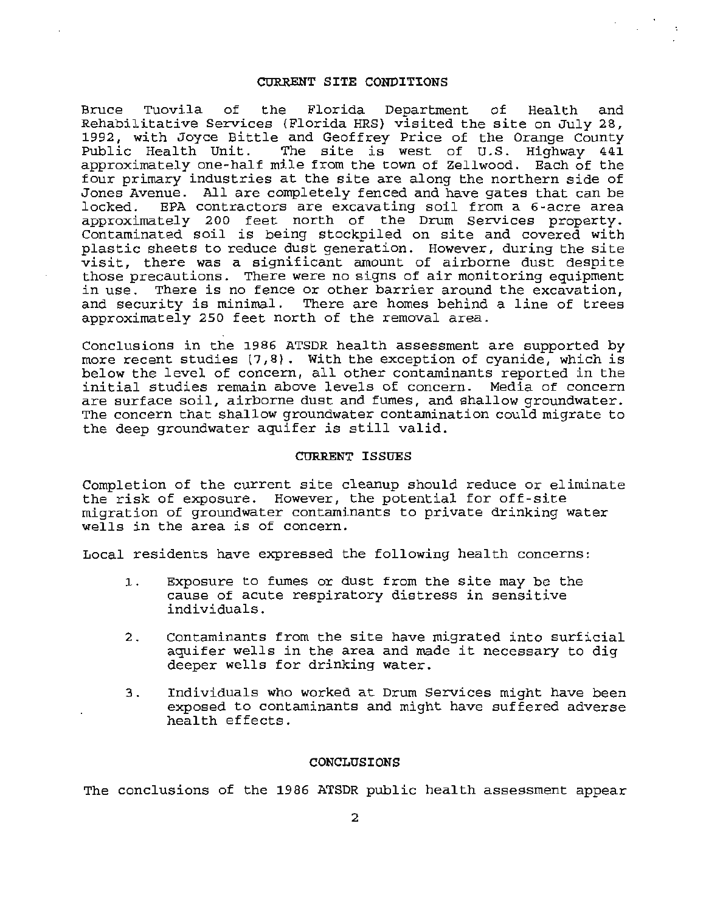## CURRENT SITE CONDITIONS

Bruce Tuovila of the Florida Department of Health and Rehabilitative Services (Florida HRS) visited the site on July 28, 1992, with Joyce Bittle and Geoffrey Price of the Orange County Public Health Unit. The site is west of U.S. Highway 441 approximately one-half mile from the town of Zellwood. Each of the four primary industries at the site are along the northern side of Jones Avenue. All are completely fenced and have gates that can be locked. EPA contractors are excavating soil from a 6-acre area approximately 200 feet north of the Drum Services property. Contaminated soil is being stockpiled on site and covered with plastic sheets to reduce dust generation. However, during the site visit, there was a significant amount of airborne dust despite those precautions. There were no signs of air monitoring equipment in use. There is no fence or other barrier around the excavation, and security is minimal. There are homes behind a line of trees approximately 250 feet north of the removal area.

Conclusions in the 1986 ATSDR health assessment are supported by more recent studies (7,8). With the exception of cyanide, which is below the level of concern, all other contaminants reported in the initial studies remain above levels of concern. Media of concern are surface soil, airborne dust and fumes, and shallow groundwater. The concern that shallow groundwater contamination could migrate to the deep groundwater aquifer is still valid.

## CURRENT ISSUES

Completion of the current site cleanup should reduce or eliminate the risk of exposure. However, the potential for off-site migration of groundwater contaminants to private drinking water wells in the area is of concern.

Local residents have expressed the following health concerns:

1. Exposure to fumes or dust from the site may be the cause of acute respiratory distress in sensitive individuals.

2. Contaminants from the site have migrated into surficial aquifer wells in the area and made it necessary to dig deeper wells for drinking water.

3. Individuals who worked at Drum Services might have been exposed to contaminants and might have suffered adverse health effects.

## CONCLUSIONS

The conclusions of the 1986 ATSDR public health assessment appear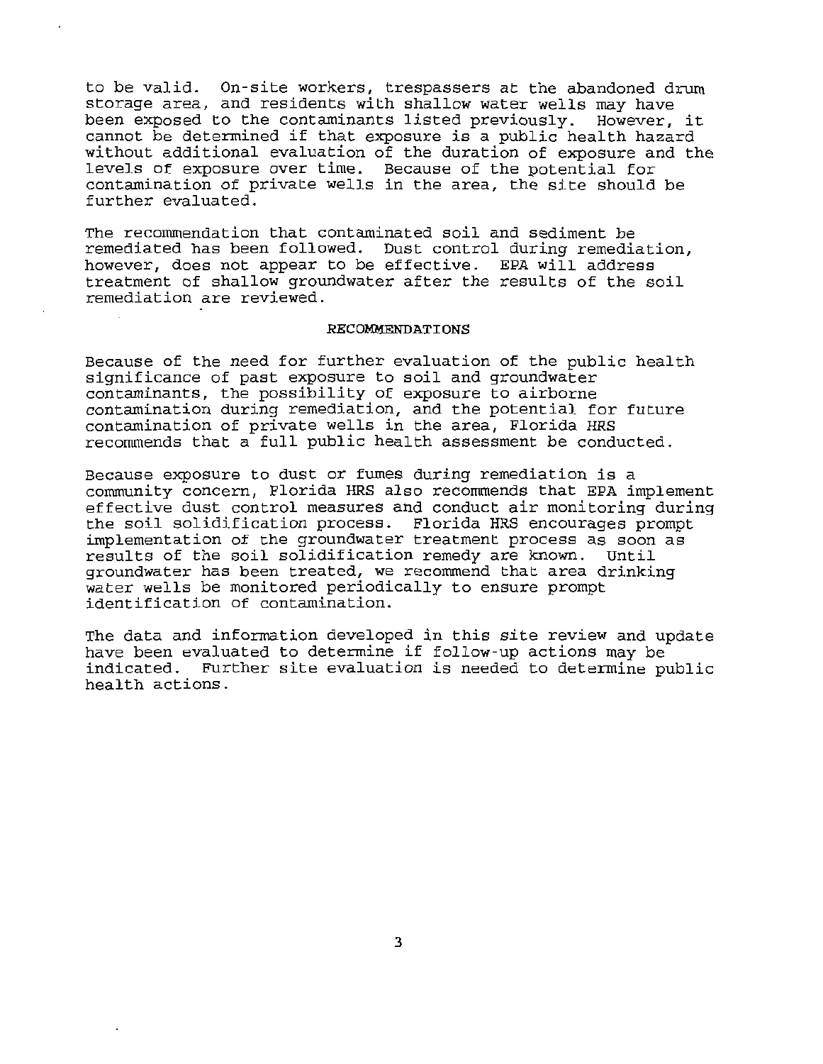to be valid. On-site workers, trespassers at the abandoned drum storage area, and residents with shallow water wells may have been exposed to the contaminants listed previously. However, it cannot be determined if that exposure is a public health hazard without additional evaluation of the duration of exposure and the levels of exposure over time. Because of the potential for contamination of private wells in the area, the site should be further evaluated.

The recommendation that contaminated soil and sediment be remediated has been followed. Dust control during remediation, however, does not appear to be effective. EPA will address treatment of shallow groundwater after the results of the soil remediation are reviewed.

## RECOMMENDATIONS

Because of the need for further evaluation of the public health significance of past exposure to soil and groundwater contaminants, the possibility of exposure to airborne contamination during remediation, and the potential for future contamination of private wells in the area, Florida HRS recommends that a full public health assessment be conducted.

Because exposure to dust or fumes during remediation is a community concern, Florida HRS also recommends that EPA implement effective dust control measures and conduct air monitoring during the soil solidification process. Florida HRS encourages prompt implementation of the groundwater treatment process as soon as results of the soil solidification remedy are known. Until groundwater has been treated, we recommend that area drinking water wells be monitored periodically to ensure prompt identification of contamination.

The data and information developed in this site review and update have been evaluated to determine if follow-up actions may be indicated. Further site evaluation is needed to determine public health actions.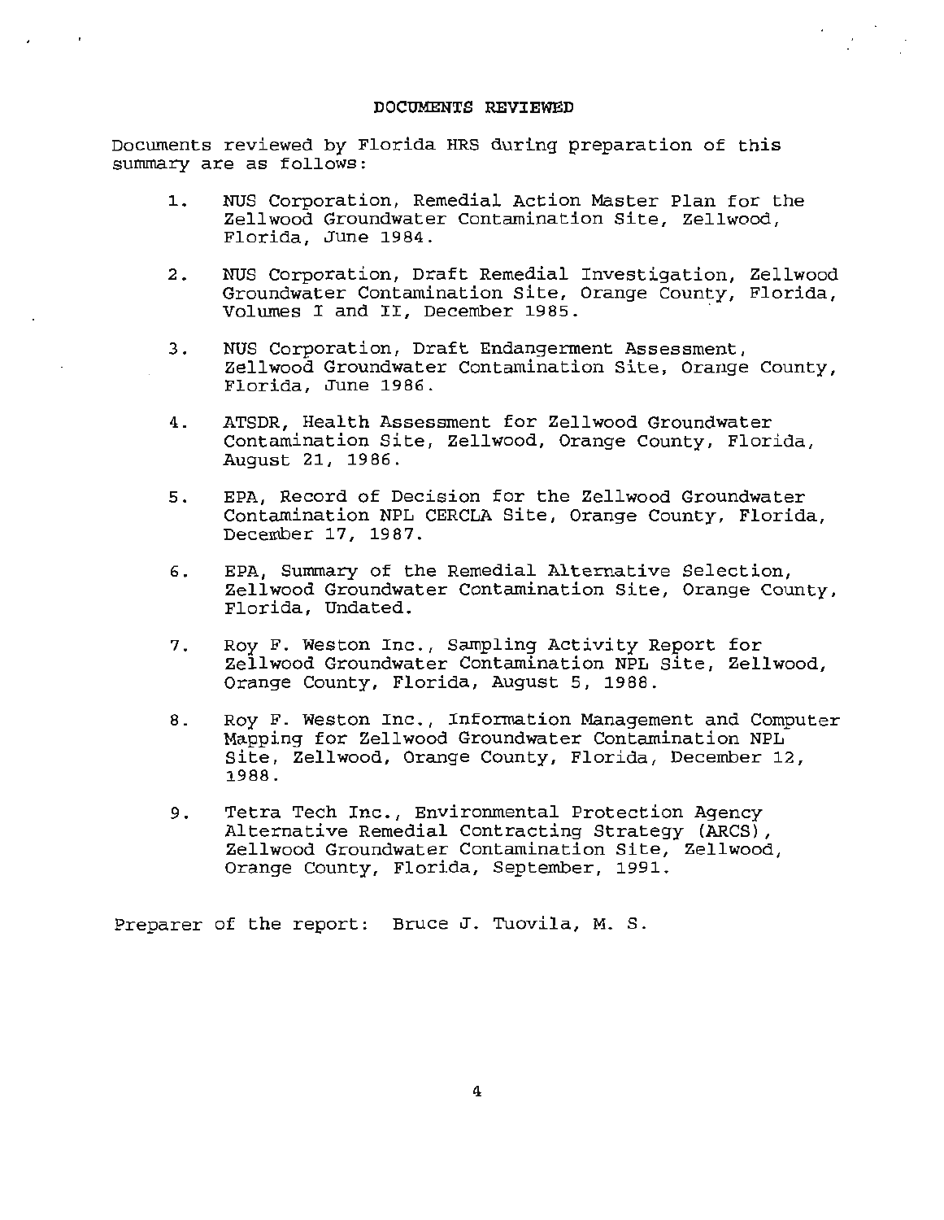## DOCUMENTS REVIEWED

Documents reviewed by Florida HRS during preparation of this summary are as follows:

1. NUS Corporation, Remedial Action Master Plan for the Zellwood Groundwater Contamination Site, Zellwood, Florida, June 1984.

2. NUS Corporation, Draft Remedial Investigation, Zellwood Groundwater Contamination Site, Orange County, Florida, Volumes I and II, December 1985.

3. NUS Corporation, Draft Endangerment Assessment, Zellwood Groundwater Contamination Site, Orange County, Florida, June 1986.

4. ATSDR, Health Assessment for Zellwood Groundwater Contamination Site, Zellwood, Orange County, Florida, August 21, 1986.

5. EPA, Record of Decision for the Zellwood Groundwater Contamination NPL CERCLA Site, Orange County, Florida, December 17, 1987.

6. EPA, Summary of the Remedial Alternative Selection, Zellwood Groundwater Contamination Site, Orange County, Florida, Undated.

7. Roy F. Weston Inc., Sampling Activity Report for Zellwood Groundwater Contamination NPL Site, Zellwood, Orange County, Florida, August 5, 1988.

8. Roy F. Weston Inc., Information Management and Computer Mapping for Zellwood Groundwater Contamination NPL Site, Zellwood, Orange County, Florida, December 12, 1988.

9. Tetra Tech Inc., Environmental Protection Agency Alternative Remedial Contracting Strategy (ARCS), Zellwood Groundwater Contamination Site, Zellwood, Orange County, Florida, September, 1991.

Preparer of the report: Bruce J. Tuovila, M. S.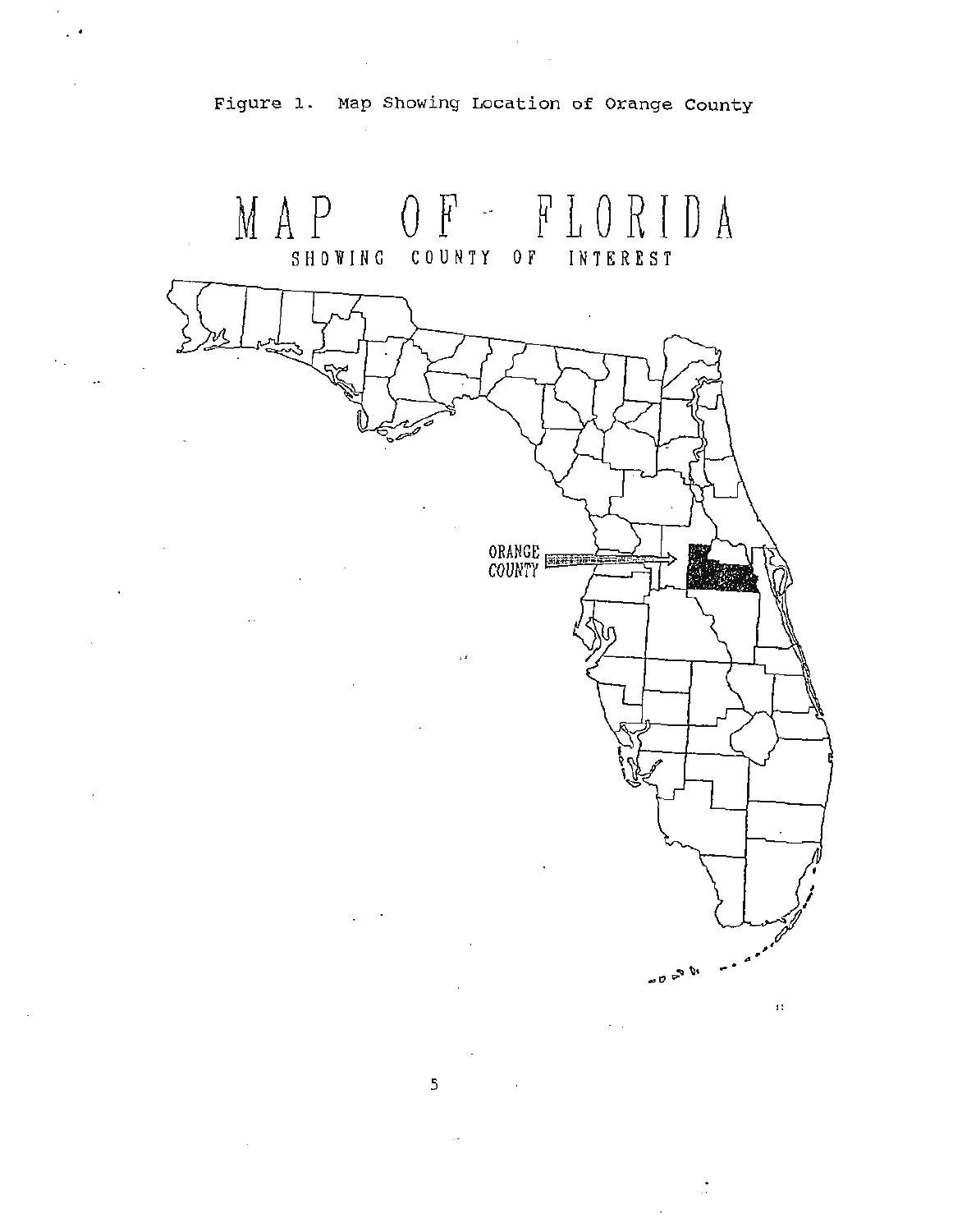Figure 1. Map Showing Location of Orange County

MAP OF FLORIDA

SHOWING COUNTY OF INTEREST

ORANGE COUNTY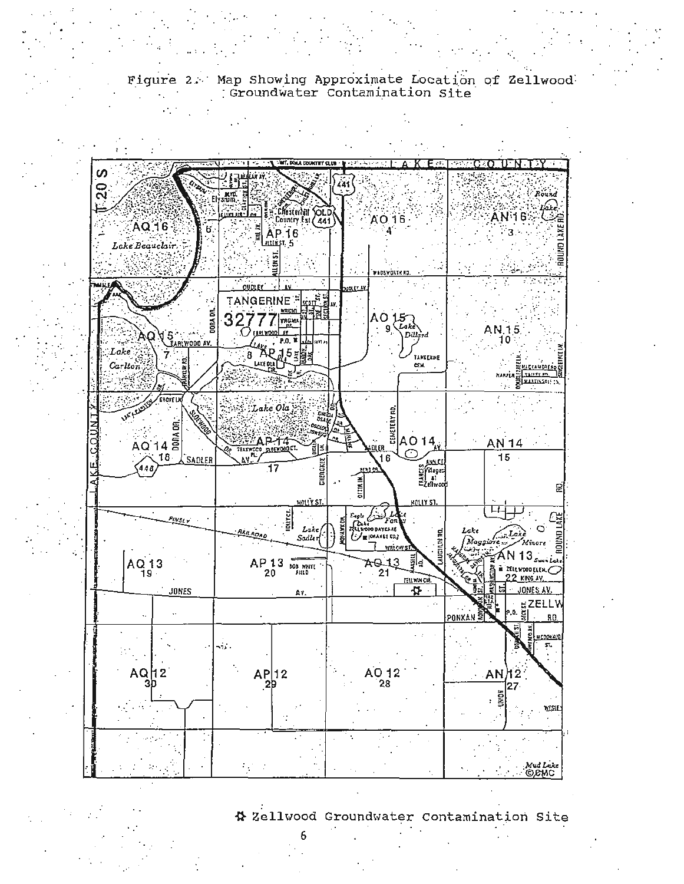Figure 2. Map Showing Approximate Location of Zellwood Groundwater Contamination Site

✡ Zellwood Groundwater Contamination Site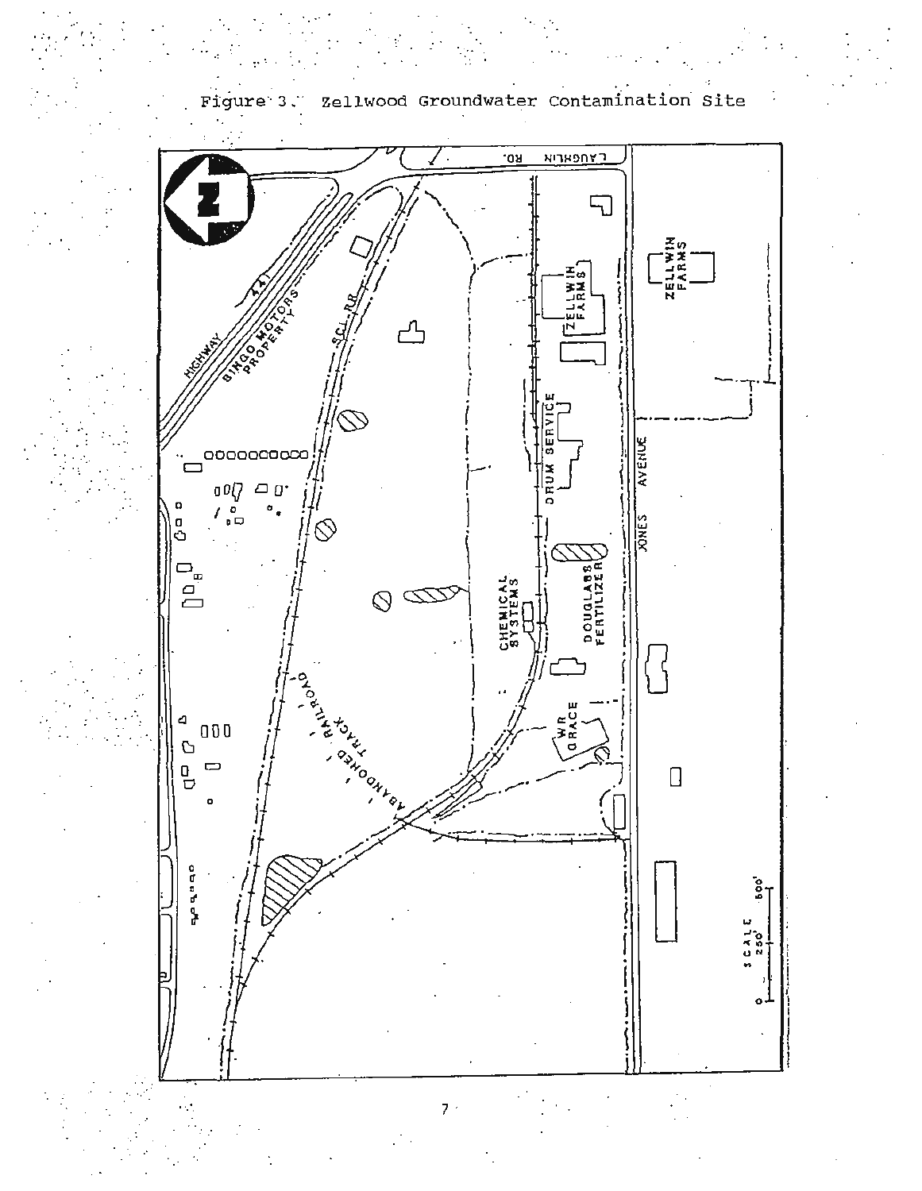Figure 3. Zellwood Groundwater Contamination Site

N

LAUGHLIN RD.

HIGHWAY 441

BINGO MOTORS PROPERTY

SCL RR

ZELLWIN FARMS

ZELLWIN FARMS

DRUM SERVICE

JONES AVENUE

CHEMICAL SYSTEMS

DOUGLASS FERTILIZER

WR GRACE

ABANDONED RAILROAD TRACK

SCALE
0 250' 500'